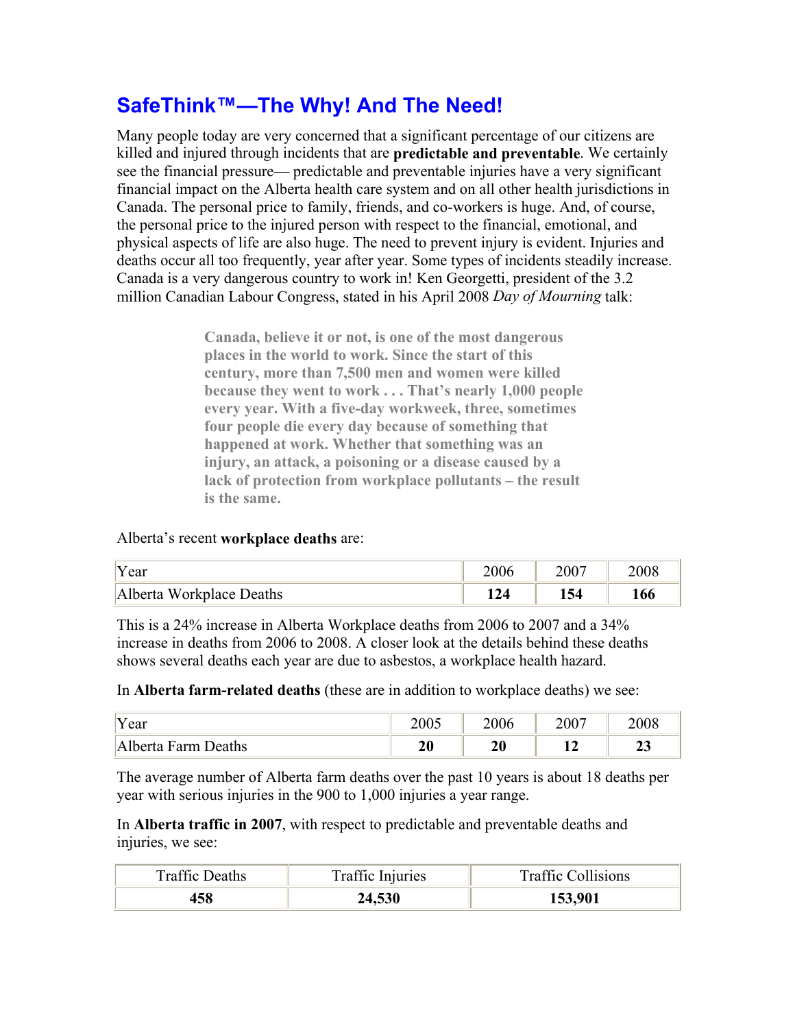# SafeThink™—The Why! And The Need!

Many people today are very concerned that a significant percentage of our citizens are killed and injured through incidents that are **predictable and preventable**. We certainly see the financial pressure— predictable and preventable injuries have a very significant financial impact on the Alberta health care system and on all other health jurisdictions in Canada. The personal price to family, friends, and co-workers is huge. And, of course, the personal price to the injured person with respect to the financial, emotional, and physical aspects of life are also huge. The need to prevent injury is evident. Injuries and deaths occur all too frequently, year after year. Some types of incidents steadily increase. Canada is a very dangerous country to work in! Ken Georgetti, president of the 3.2 million Canadian Labour Congress, stated in his April 2008 *Day of Mourning* talk:

> **Canada, believe it or not, is one of the most dangerous places in the world to work. Since the start of this century, more than 7,500 men and women were killed because they went to work . . . That's nearly 1,000 people every year. With a five-day workweek, three, sometimes four people die every day because of something that happened at work. Whether that something was an injury, an attack, a poisoning or a disease caused by a lack of protection from workplace pollutants – the result is the same.**

Alberta's recent **workplace deaths** are:

| Year | 2006 | 2007 | 2008 |
|---|---|---|---|
| Alberta Workplace Deaths | **124** | **154** | **166** |

This is a 24% increase in Alberta Workplace deaths from 2006 to 2007 and a 34% increase in deaths from 2006 to 2008. A closer look at the details behind these deaths shows several deaths each year are due to asbestos, a workplace health hazard.

In **Alberta farm-related deaths** (these are in addition to workplace deaths) we see:

| Year | 2005 | 2006 | 2007 | 2008 |
|---|---|---|---|---|
| Alberta Farm Deaths | **20** | **20** | **12** | **23** |

The average number of Alberta farm deaths over the past 10 years is about 18 deaths per year with serious injuries in the 900 to 1,000 injuries a year range.

In **Alberta traffic in 2007**, with respect to predictable and preventable deaths and injuries, we see:

| Traffic Deaths | Traffic Injuries | Traffic Collisions |
|---|---|---|
| **458** | **24,530** | **153,901** |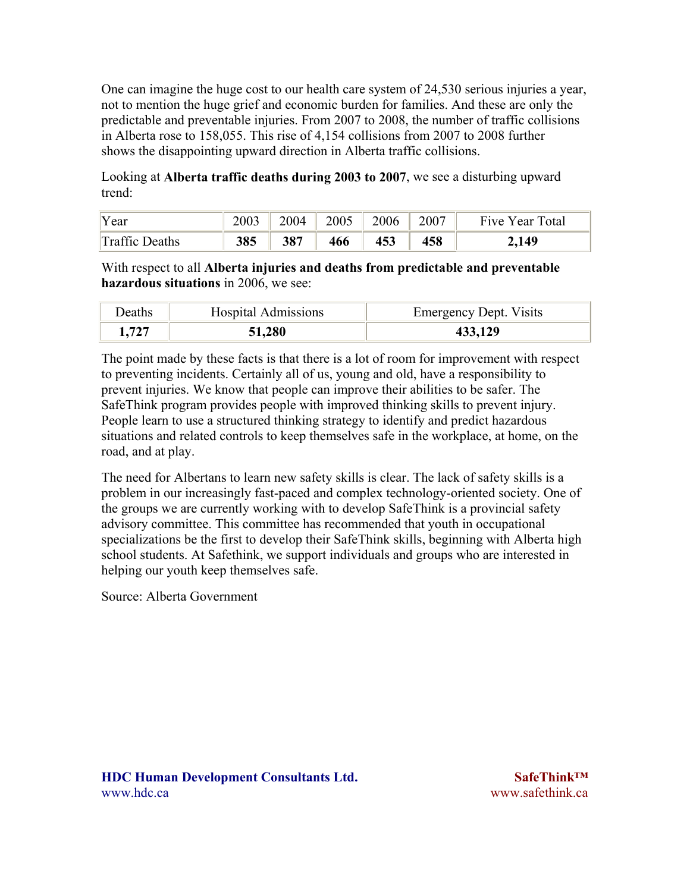One can imagine the huge cost to our health care system of 24,530 serious injuries a year, not to mention the huge grief and economic burden for families. And these are only the predictable and preventable injuries. From 2007 to 2008, the number of traffic collisions in Alberta rose to 158,055. This rise of 4,154 collisions from 2007 to 2008 further shows the disappointing upward direction in Alberta traffic collisions.

Looking at **Alberta traffic deaths during 2003 to 2007**, we see a disturbing upward trend:

| Year | 2003 | 2004 | 2005 | 2006 | 2007 | Five Year Total |
|---|---|---|---|---|---|---|
| Traffic Deaths | **385** | **387** | **466** | **453** | **458** | **2,149** |

With respect to all **Alberta injuries and deaths from predictable and preventable hazardous situations** in 2006, we see:

| Deaths | Hospital Admissions | Emergency Dept. Visits |
|---|---|---|
| **1,727** | **51,280** | **433,129** |

The point made by these facts is that there is a lot of room for improvement with respect to preventing incidents. Certainly all of us, young and old, have a responsibility to prevent injuries. We know that people can improve their abilities to be safer. The SafeThink program provides people with improved thinking skills to prevent injury. People learn to use a structured thinking strategy to identify and predict hazardous situations and related controls to keep themselves safe in the workplace, at home, on the road, and at play.

The need for Albertans to learn new safety skills is clear. The lack of safety skills is a problem in our increasingly fast-paced and complex technology-oriented society. One of the groups we are currently working with to develop SafeThink is a provincial safety advisory committee. This committee has recommended that youth in occupational specializations be the first to develop their SafeThink skills, beginning with Alberta high school students. At Safethink, we support individuals and groups who are interested in helping our youth keep themselves safe.

Source: Alberta Government